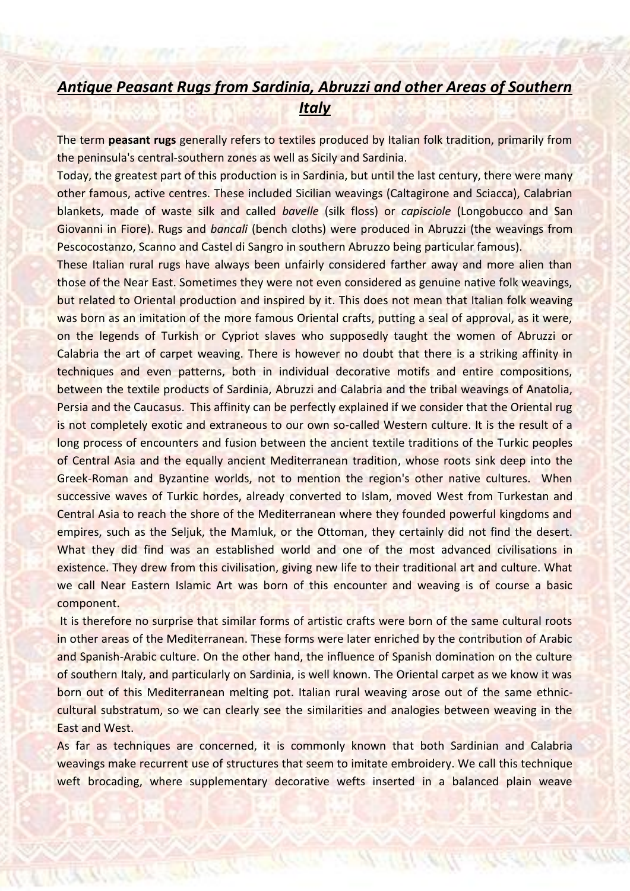# ***Antique Peasant Rugs from Sardinia, Abruzzi and other Areas of Southern Italy***

The term **peasant rugs** generally refers to textiles produced by Italian folk tradition, primarily from the peninsula's central-southern zones as well as Sicily and Sardinia.

Today, the greatest part of this production is in Sardinia, but until the last century, there were many other famous, active centres. These included Sicilian weavings (Caltagirone and Sciacca), Calabrian blankets, made of waste silk and called *bavelle* (silk floss) or *capisciole* (Longobucco and San Giovanni in Fiore). Rugs and *bancali* (bench cloths) were produced in Abruzzi (the weavings from Pescocostanzo, Scanno and Castel di Sangro in southern Abruzzo being particular famous).

These Italian rural rugs have always been unfairly considered farther away and more alien than those of the Near East. Sometimes they were not even considered as genuine native folk weavings, but related to Oriental production and inspired by it. This does not mean that Italian folk weaving was born as an imitation of the more famous Oriental crafts, putting a seal of approval, as it were, on the legends of Turkish or Cypriot slaves who supposedly taught the women of Abruzzi or Calabria the art of carpet weaving. There is however no doubt that there is a striking affinity in techniques and even patterns, both in individual decorative motifs and entire compositions, between the textile products of Sardinia, Abruzzi and Calabria and the tribal weavings of Anatolia, Persia and the Caucasus. This affinity can be perfectly explained if we consider that the Oriental rug is not completely exotic and extraneous to our own so-called Western culture. It is the result of a long process of encounters and fusion between the ancient textile traditions of the Turkic peoples of Central Asia and the equally ancient Mediterranean tradition, whose roots sink deep into the Greek-Roman and Byzantine worlds, not to mention the region's other native cultures. When successive waves of Turkic hordes, already converted to Islam, moved West from Turkestan and Central Asia to reach the shore of the Mediterranean where they founded powerful kingdoms and empires, such as the Seljuk, the Mamluk, or the Ottoman, they certainly did not find the desert. What they did find was an established world and one of the most advanced civilisations in existence. They drew from this civilisation, giving new life to their traditional art and culture. What we call Near Eastern Islamic Art was born of this encounter and weaving is of course a basic component.

It is therefore no surprise that similar forms of artistic crafts were born of the same cultural roots in other areas of the Mediterranean. These forms were later enriched by the contribution of Arabic and Spanish-Arabic culture. On the other hand, the influence of Spanish domination on the culture of southern Italy, and particularly on Sardinia, is well known. The Oriental carpet as we know it was born out of this Mediterranean melting pot. Italian rural weaving arose out of the same ethnic-cultural substratum, so we can clearly see the similarities and analogies between weaving in the East and West.

As far as techniques are concerned, it is commonly known that both Sardinian and Calabria weavings make recurrent use of structures that seem to imitate embroidery. We call this technique weft brocading, where supplementary decorative wefts inserted in a balanced plain weave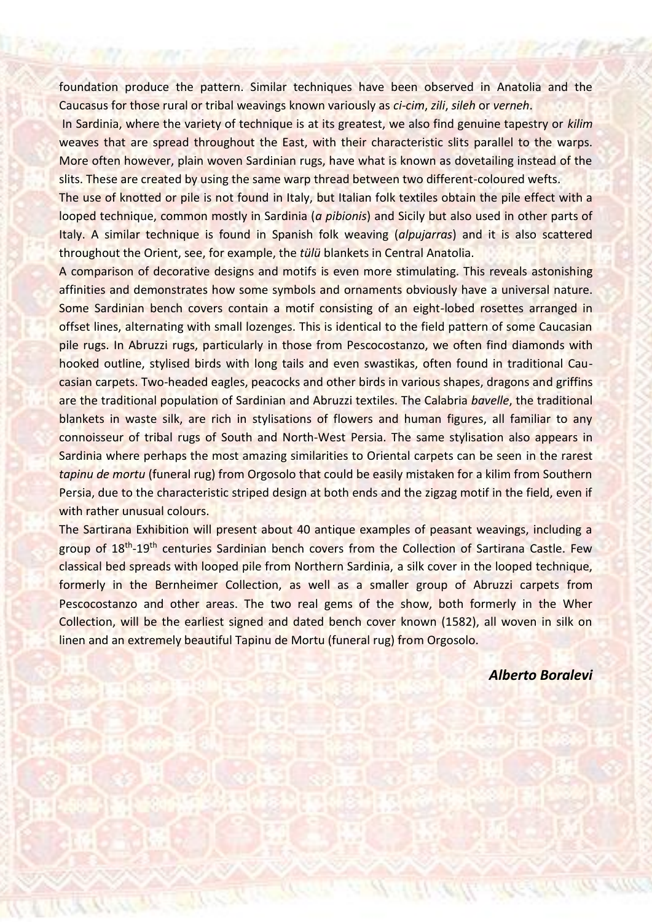foundation produce the pattern. Similar techniques have been observed in Anatolia and the Caucasus for those rural or tribal weavings known variously as *ci-cim*, *zili*, *sileh* or *verneh*.

In Sardinia, where the variety of technique is at its greatest, we also find genuine tapestry or *kilim* weaves that are spread throughout the East, with their characteristic slits parallel to the warps. More often however, plain woven Sardinian rugs, have what is known as dovetailing instead of the slits. These are created by using the same warp thread between two different-coloured wefts.

The use of knotted or pile is not found in Italy, but Italian folk textiles obtain the pile effect with a looped technique, common mostly in Sardinia (*a pibionis*) and Sicily but also used in other parts of Italy. A similar technique is found in Spanish folk weaving (*alpujarras*) and it is also scattered throughout the Orient, see, for example, the *tülü* blankets in Central Anatolia.

A comparison of decorative designs and motifs is even more stimulating. This reveals astonishing affinities and demonstrates how some symbols and ornaments obviously have a universal nature. Some Sardinian bench covers contain a motif consisting of an eight-lobed rosettes arranged in offset lines, alternating with small lozenges. This is identical to the field pattern of some Caucasian pile rugs. In Abruzzi rugs, particularly in those from Pescocostanzo, we often find diamonds with hooked outline, stylised birds with long tails and even swastikas, often found in traditional Caucasian carpets. Two-headed eagles, peacocks and other birds in various shapes, dragons and griffins are the traditional population of Sardinian and Abruzzi textiles. The Calabria *bavelle*, the traditional blankets in waste silk, are rich in stylisations of flowers and human figures, all familiar to any connoisseur of tribal rugs of South and North-West Persia. The same stylisation also appears in Sardinia where perhaps the most amazing similarities to Oriental carpets can be seen in the rarest *tapinu de mortu* (funeral rug) from Orgosolo that could be easily mistaken for a kilim from Southern Persia, due to the characteristic striped design at both ends and the zigzag motif in the field, even if with rather unusual colours.

The Sartirana Exhibition will present about 40 antique examples of peasant weavings, including a group of 18th-19th centuries Sardinian bench covers from the Collection of Sartirana Castle. Few classical bed spreads with looped pile from Northern Sardinia, a silk cover in the looped technique, formerly in the Bernheimer Collection, as well as a smaller group of Abruzzi carpets from Pescocostanzo and other areas. The two real gems of the show, both formerly in the Wher Collection, will be the earliest signed and dated bench cover known (1582), all woven in silk on linen and an extremely beautiful Tapinu de Mortu (funeral rug) from Orgosolo.

***Alberto Boralevi***